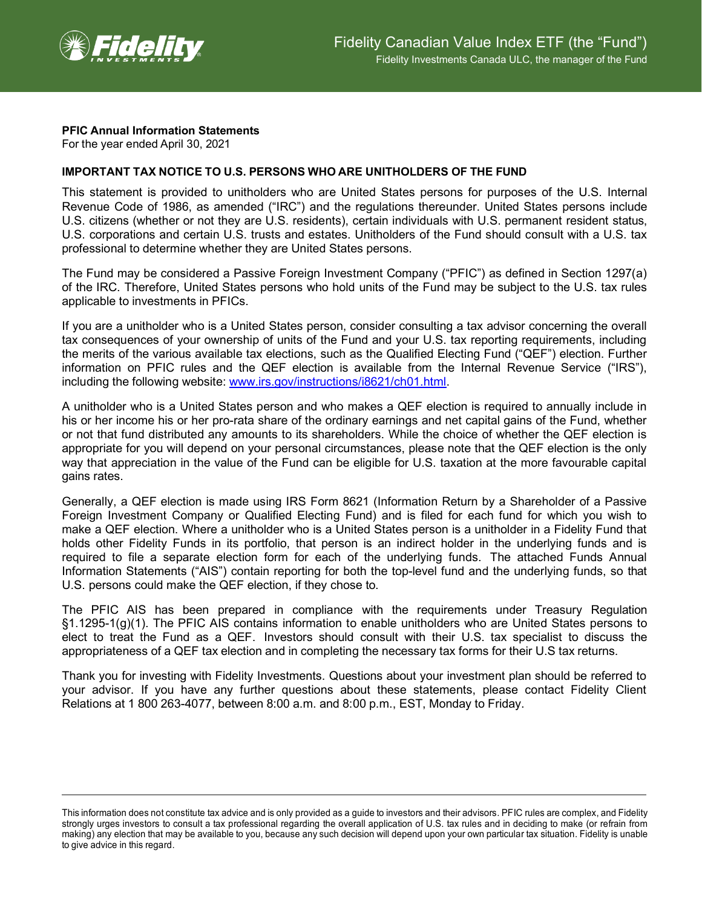Fidelity Canadian Value Index ETF (the "Fund")

Fidelity Investments Canada ULC, the manager of the Fund

**PFIC Annual Information Statements**
For the year ended April 30, 2021

**IMPORTANT TAX NOTICE TO U.S. PERSONS WHO ARE UNITHOLDERS OF THE FUND**

This statement is provided to unitholders who are United States persons for purposes of the U.S. Internal Revenue Code of 1986, as amended ("IRC") and the regulations thereunder. United States persons include U.S. citizens (whether or not they are U.S. residents), certain individuals with U.S. permanent resident status, U.S. corporations and certain U.S. trusts and estates. Unitholders of the Fund should consult with a U.S. tax professional to determine whether they are United States persons.

The Fund may be considered a Passive Foreign Investment Company ("PFIC") as defined in Section 1297(a) of the IRC. Therefore, United States persons who hold units of the Fund may be subject to the U.S. tax rules applicable to investments in PFICs.

If you are a unitholder who is a United States person, consider consulting a tax advisor concerning the overall tax consequences of your ownership of units of the Fund and your U.S. tax reporting requirements, including the merits of the various available tax elections, such as the Qualified Electing Fund ("QEF") election. Further information on PFIC rules and the QEF election is available from the Internal Revenue Service ("IRS"), including the following website: [www.irs.gov/instructions/i8621/ch01.html](www.irs.gov/instructions/i8621/ch01.html).

A unitholder who is a United States person and who makes a QEF election is required to annually include in his or her income his or her pro-rata share of the ordinary earnings and net capital gains of the Fund, whether or not that fund distributed any amounts to its shareholders. While the choice of whether the QEF election is appropriate for you will depend on your personal circumstances, please note that the QEF election is the only way that appreciation in the value of the Fund can be eligible for U.S. taxation at the more favourable capital gains rates.

Generally, a QEF election is made using IRS Form 8621 (Information Return by a Shareholder of a Passive Foreign Investment Company or Qualified Electing Fund) and is filed for each fund for which you wish to make a QEF election. Where a unitholder who is a United States person is a unitholder in a Fidelity Fund that holds other Fidelity Funds in its portfolio, that person is an indirect holder in the underlying funds and is required to file a separate election form for each of the underlying funds. The attached Funds Annual Information Statements ("AIS") contain reporting for both the top-level fund and the underlying funds, so that U.S. persons could make the QEF election, if they chose to.

The PFIC AIS has been prepared in compliance with the requirements under Treasury Regulation §1.1295-1(g)(1). The PFIC AIS contains information to enable unitholders who are United States persons to elect to treat the Fund as a QEF. Investors should consult with their U.S. tax specialist to discuss the appropriateness of a QEF tax election and in completing the necessary tax forms for their U.S tax returns.

Thank you for investing with Fidelity Investments. Questions about your investment plan should be referred to your advisor. If you have any further questions about these statements, please contact Fidelity Client Relations at 1 800 263-4077, between 8:00 a.m. and 8:00 p.m., EST, Monday to Friday.

This information does not constitute tax advice and is only provided as a guide to investors and their advisors. PFIC rules are complex, and Fidelity strongly urges investors to consult a tax professional regarding the overall application of U.S. tax rules and in deciding to make (or refrain from making) any election that may be available to you, because any such decision will depend upon your own particular tax situation. Fidelity is unable to give advice in this regard.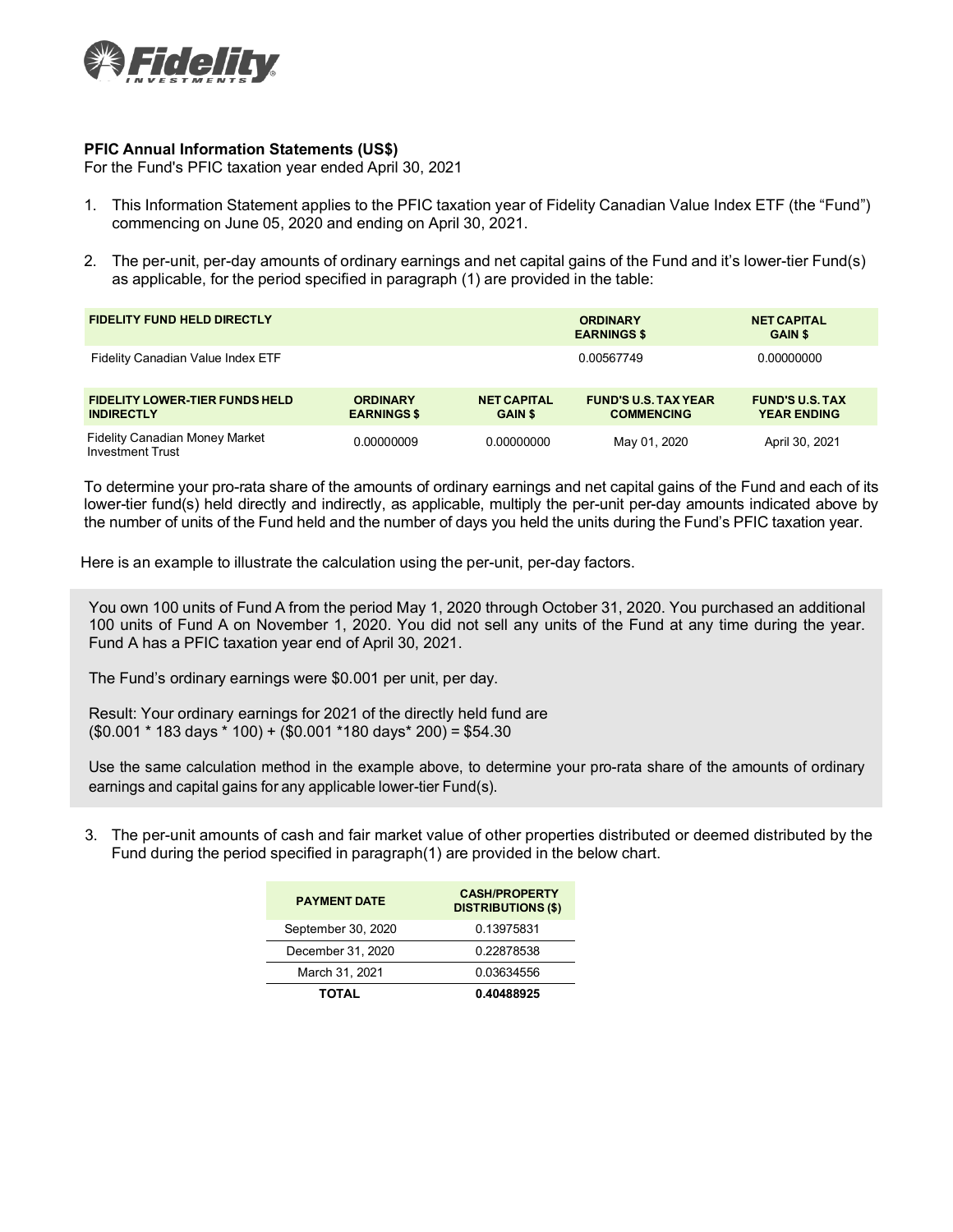**PFIC Annual Information Statements (US$)**
For the Fund's PFIC taxation year ended April 30, 2021

1. This Information Statement applies to the PFIC taxation year of Fidelity Canadian Value Index ETF (the "Fund") commencing on June 05, 2020 and ending on April 30, 2021.

2. The per-unit, per-day amounts of ordinary earnings and net capital gains of the Fund and it's lower-tier Fund(s) as applicable, for the period specified in paragraph (1) are provided in the table:

| FIDELITY FUND HELD DIRECTLY | ORDINARY EARNINGS $ | NET CAPITAL GAIN $ |
|---|---|---|
| Fidelity Canadian Value Index ETF | 0.00567749 | 0.00000000 |

| FIDELITY LOWER-TIER FUNDS HELD INDIRECTLY | ORDINARY EARNINGS $ | NET CAPITAL GAIN $ | FUND'S U.S. TAX YEAR COMMENCING | FUND'S U.S. TAX YEAR ENDING |
|---|---|---|---|---|
| Fidelity Canadian Money Market Investment Trust | 0.00000009 | 0.00000000 | May 01, 2020 | April 30, 2021 |

To determine your pro-rata share of the amounts of ordinary earnings and net capital gains of the Fund and each of its lower-tier fund(s) held directly and indirectly, as applicable, multiply the per-unit per-day amounts indicated above by the number of units of the Fund held and the number of days you held the units during the Fund's PFIC taxation year.

Here is an example to illustrate the calculation using the per-unit, per-day factors.

> You own 100 units of Fund A from the period May 1, 2020 through October 31, 2020. You purchased an additional 100 units of Fund A on November 1, 2020. You did not sell any units of the Fund at any time during the year. Fund A has a PFIC taxation year end of April 30, 2021.
>
> The Fund's ordinary earnings were $0.001 per unit, per day.
>
> Result: Your ordinary earnings for 2021 of the directly held fund are
> ($0.001 * 183 days * 100) + ($0.001 *180 days* 200) = $54.30
>
> Use the same calculation method in the example above, to determine your pro-rata share of the amounts of ordinary earnings and capital gains for any applicable lower-tier Fund(s).

3. The per-unit amounts of cash and fair market value of other properties distributed or deemed distributed by the Fund during the period specified in paragraph(1) are provided in the below chart.

| PAYMENT DATE | CASH/PROPERTY DISTRIBUTIONS ($) |
|---|---|
| September 30, 2020 | 0.13975831 |
| December 31, 2020 | 0.22878538 |
| March 31, 2021 | 0.03634556 |
| **TOTAL** | **0.40488925** |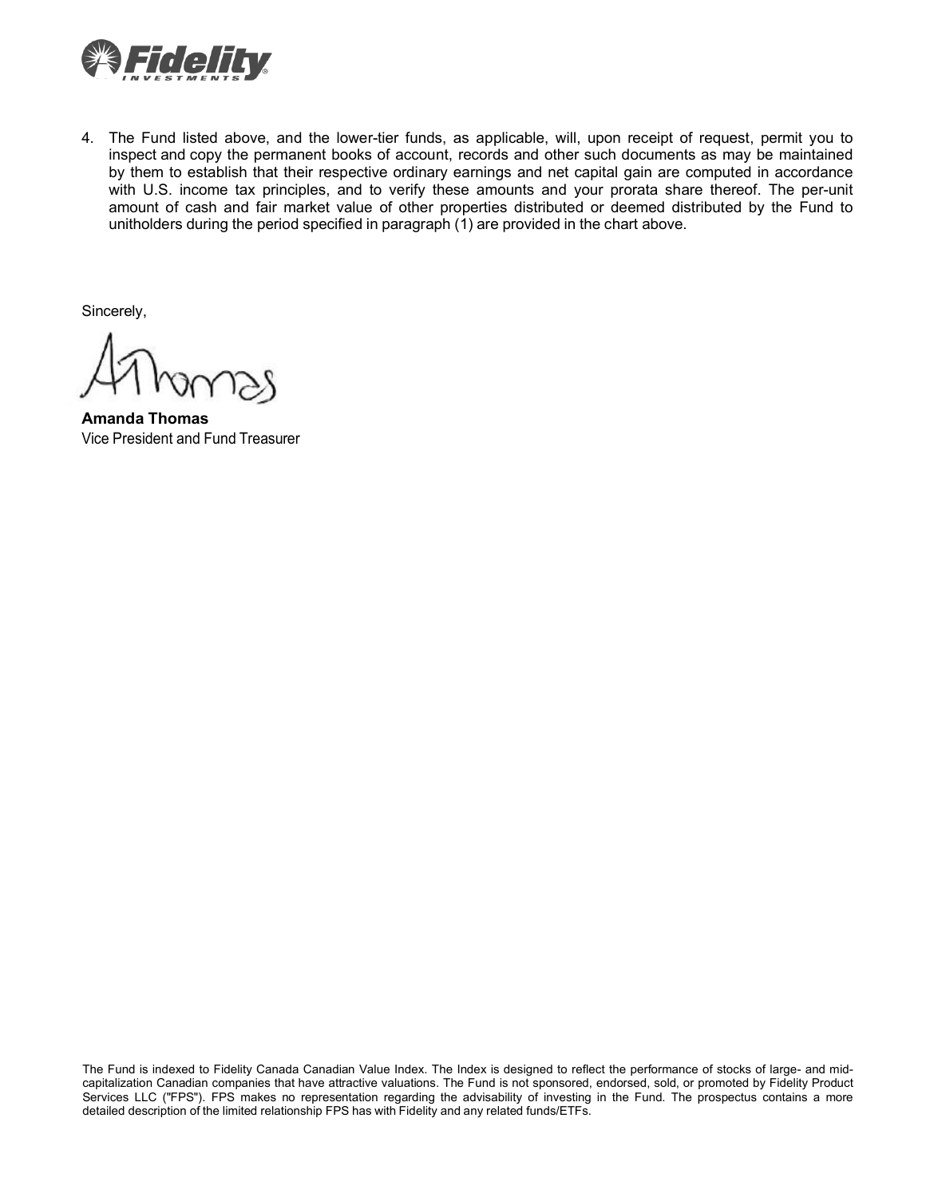4. The Fund listed above, and the lower-tier funds, as applicable, will, upon receipt of request, permit you to inspect and copy the permanent books of account, records and other such documents as may be maintained by them to establish that their respective ordinary earnings and net capital gain are computed in accordance with U.S. income tax principles, and to verify these amounts and your prorata share thereof. The per-unit amount of cash and fair market value of other properties distributed or deemed distributed by the Fund to unitholders during the period specified in paragraph (1) are provided in the chart above.

Sincerely,

**Amanda Thomas**
Vice President and Fund Treasurer

The Fund is indexed to Fidelity Canada Canadian Value Index. The Index is designed to reflect the performance of stocks of large- and mid-capitalization Canadian companies that have attractive valuations. The Fund is not sponsored, endorsed, sold, or promoted by Fidelity Product Services LLC ("FPS"). FPS makes no representation regarding the advisability of investing in the Fund. The prospectus contains a more detailed description of the limited relationship FPS has with Fidelity and any related funds/ETFs.